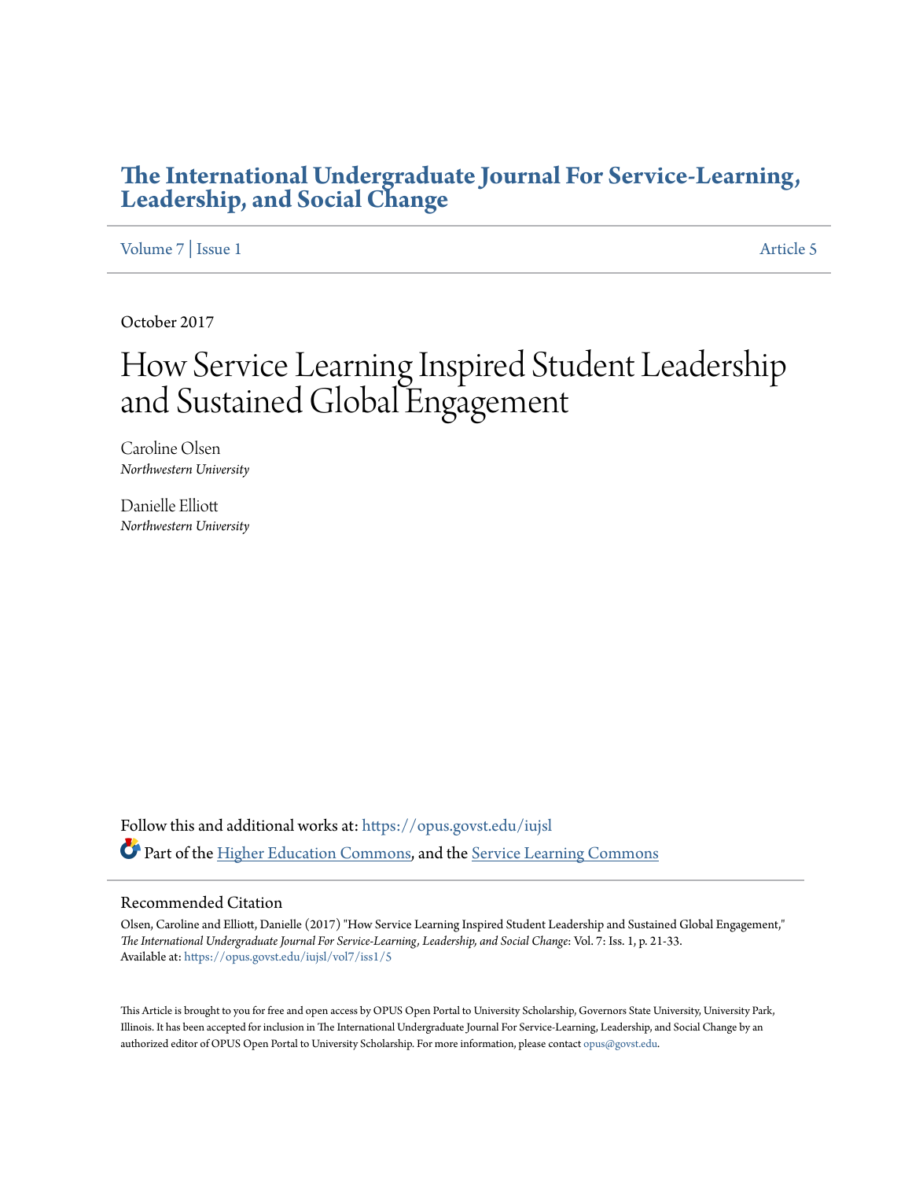# The International Undergraduate Journal For Service-Learning, Leadership, and Social Change

Volume 7 | Issue 1 Article 5

October 2017

# How Service Learning Inspired Student Leadership and Sustained Global Engagement

Caroline Olsen
*Northwestern University*

Danielle Elliott
*Northwestern University*

Follow this and additional works at: https://opus.govst.edu/iujsl

Part of the Higher Education Commons, and the Service Learning Commons

## Recommended Citation

Olsen, Caroline and Elliott, Danielle (2017) "How Service Learning Inspired Student Leadership and Sustained Global Engagement," *The International Undergraduate Journal For Service-Learning, Leadership, and Social Change*: Vol. 7: Iss. 1, p. 21-33.
Available at: https://opus.govst.edu/iujsl/vol7/iss1/5

This Article is brought to you for free and open access by OPUS Open Portal to University Scholarship, Governors State University, University Park, Illinois. It has been accepted for inclusion in The International Undergraduate Journal For Service-Learning, Leadership, and Social Change by an authorized editor of OPUS Open Portal to University Scholarship. For more information, please contact opus@govst.edu.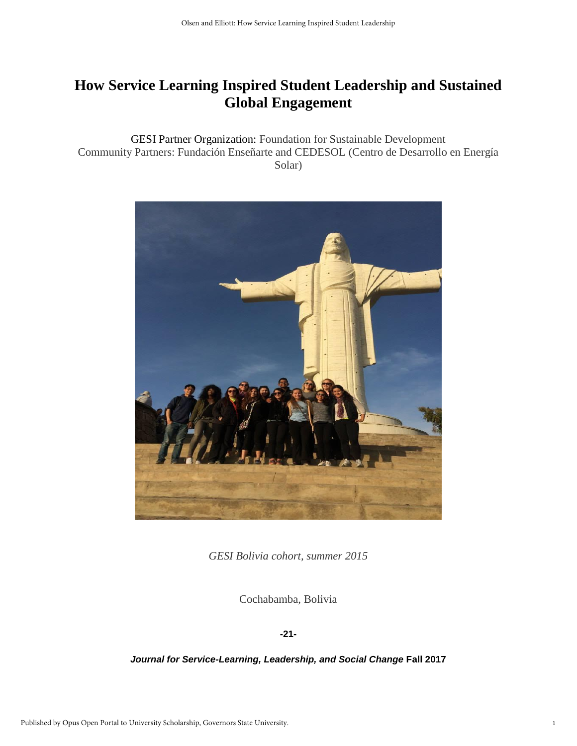# How Service Learning Inspired Student Leadership and Sustained Global Engagement

GESI Partner Organization: Foundation for Sustainable Development
Community Partners: Fundación Enseñarte and CEDESOL (Centro de Desarrollo en Energía Solar)

*GESI Bolivia cohort, summer 2015*

Cochabamba, Bolivia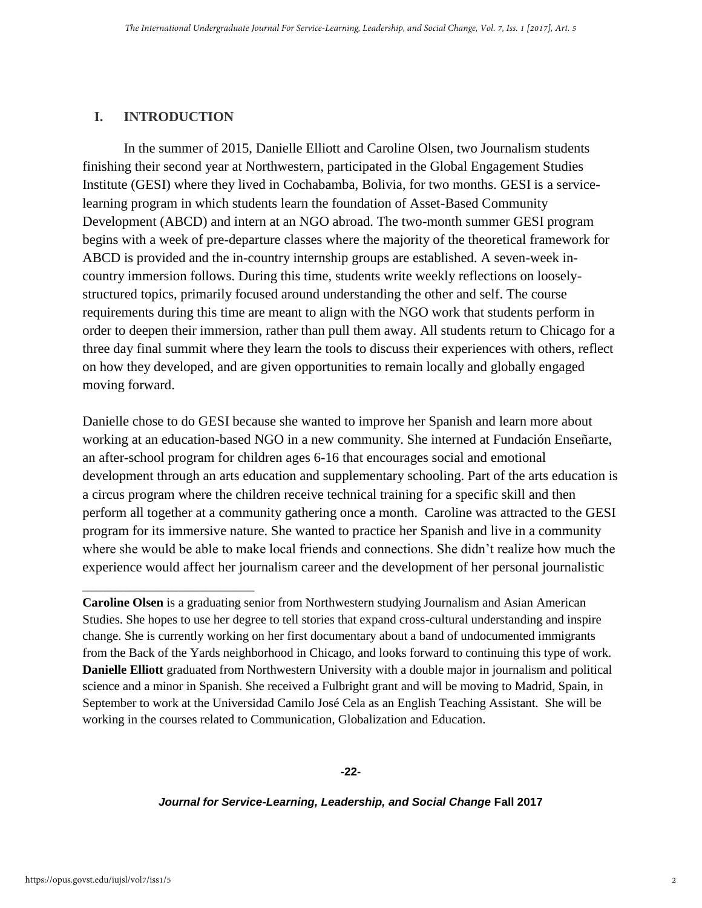## I. INTRODUCTION

In the summer of 2015, Danielle Elliott and Caroline Olsen, two Journalism students finishing their second year at Northwestern, participated in the Global Engagement Studies Institute (GESI) where they lived in Cochabamba, Bolivia, for two months. GESI is a service-learning program in which students learn the foundation of Asset-Based Community Development (ABCD) and intern at an NGO abroad. The two-month summer GESI program begins with a week of pre-departure classes where the majority of the theoretical framework for ABCD is provided and the in-country internship groups are established. A seven-week in-country immersion follows. During this time, students write weekly reflections on loosely-structured topics, primarily focused around understanding the other and self. The course requirements during this time are meant to align with the NGO work that students perform in order to deepen their immersion, rather than pull them away. All students return to Chicago for a three day final summit where they learn the tools to discuss their experiences with others, reflect on how they developed, and are given opportunities to remain locally and globally engaged moving forward.

Danielle chose to do GESI because she wanted to improve her Spanish and learn more about working at an education-based NGO in a new community. She interned at Fundación Enseñarte, an after-school program for children ages 6-16 that encourages social and emotional development through an arts education and supplementary schooling. Part of the arts education is a circus program where the children receive technical training for a specific skill and then perform all together at a community gathering once a month. Caroline was attracted to the GESI program for its immersive nature. She wanted to practice her Spanish and live in a community where she would be able to make local friends and connections. She didn't realize how much the experience would affect her journalism career and the development of her personal journalistic

---

**Caroline Olsen** is a graduating senior from Northwestern studying Journalism and Asian American Studies. She hopes to use her degree to tell stories that expand cross-cultural understanding and inspire change. She is currently working on her first documentary about a band of undocumented immigrants from the Back of the Yards neighborhood in Chicago, and looks forward to continuing this type of work. **Danielle Elliott** graduated from Northwestern University with a double major in journalism and political science and a minor in Spanish. She received a Fulbright grant and will be moving to Madrid, Spain, in September to work at the Universidad Camilo José Cela as an English Teaching Assistant. She will be working in the courses related to Communication, Globalization and Education.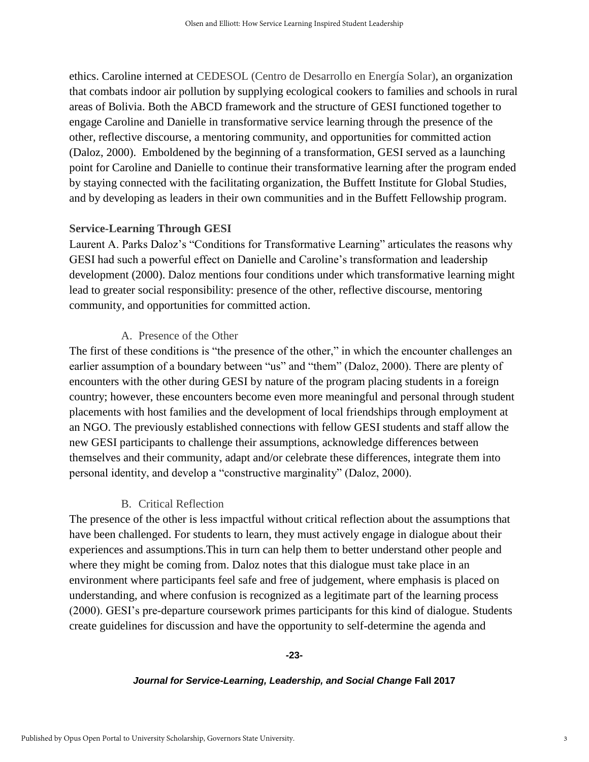ethics. Caroline interned at CEDESOL (Centro de Desarrollo en Energía Solar), an organization that combats indoor air pollution by supplying ecological cookers to families and schools in rural areas of Bolivia. Both the ABCD framework and the structure of GESI functioned together to engage Caroline and Danielle in transformative service learning through the presence of the other, reflective discourse, a mentoring community, and opportunities for committed action (Daloz, 2000). Emboldened by the beginning of a transformation, GESI served as a launching point for Caroline and Danielle to continue their transformative learning after the program ended by staying connected with the facilitating organization, the Buffett Institute for Global Studies, and by developing as leaders in their own communities and in the Buffett Fellowship program.

### Service-Learning Through GESI

Laurent A. Parks Daloz's "Conditions for Transformative Learning" articulates the reasons why GESI had such a powerful effect on Danielle and Caroline's transformation and leadership development (2000). Daloz mentions four conditions under which transformative learning might lead to greater social responsibility: presence of the other, reflective discourse, mentoring community, and opportunities for committed action.

#### A. Presence of the Other

The first of these conditions is "the presence of the other," in which the encounter challenges an earlier assumption of a boundary between "us" and "them" (Daloz, 2000). There are plenty of encounters with the other during GESI by nature of the program placing students in a foreign country; however, these encounters become even more meaningful and personal through student placements with host families and the development of local friendships through employment at an NGO. The previously established connections with fellow GESI students and staff allow the new GESI participants to challenge their assumptions, acknowledge differences between themselves and their community, adapt and/or celebrate these differences, integrate them into personal identity, and develop a "constructive marginality" (Daloz, 2000).

#### B. Critical Reflection

The presence of the other is less impactful without critical reflection about the assumptions that have been challenged. For students to learn, they must actively engage in dialogue about their experiences and assumptions.This in turn can help them to better understand other people and where they might be coming from. Daloz notes that this dialogue must take place in an environment where participants feel safe and free of judgement, where emphasis is placed on understanding, and where confusion is recognized as a legitimate part of the learning process (2000). GESI's pre-departure coursework primes participants for this kind of dialogue. Students create guidelines for discussion and have the opportunity to self-determine the agenda and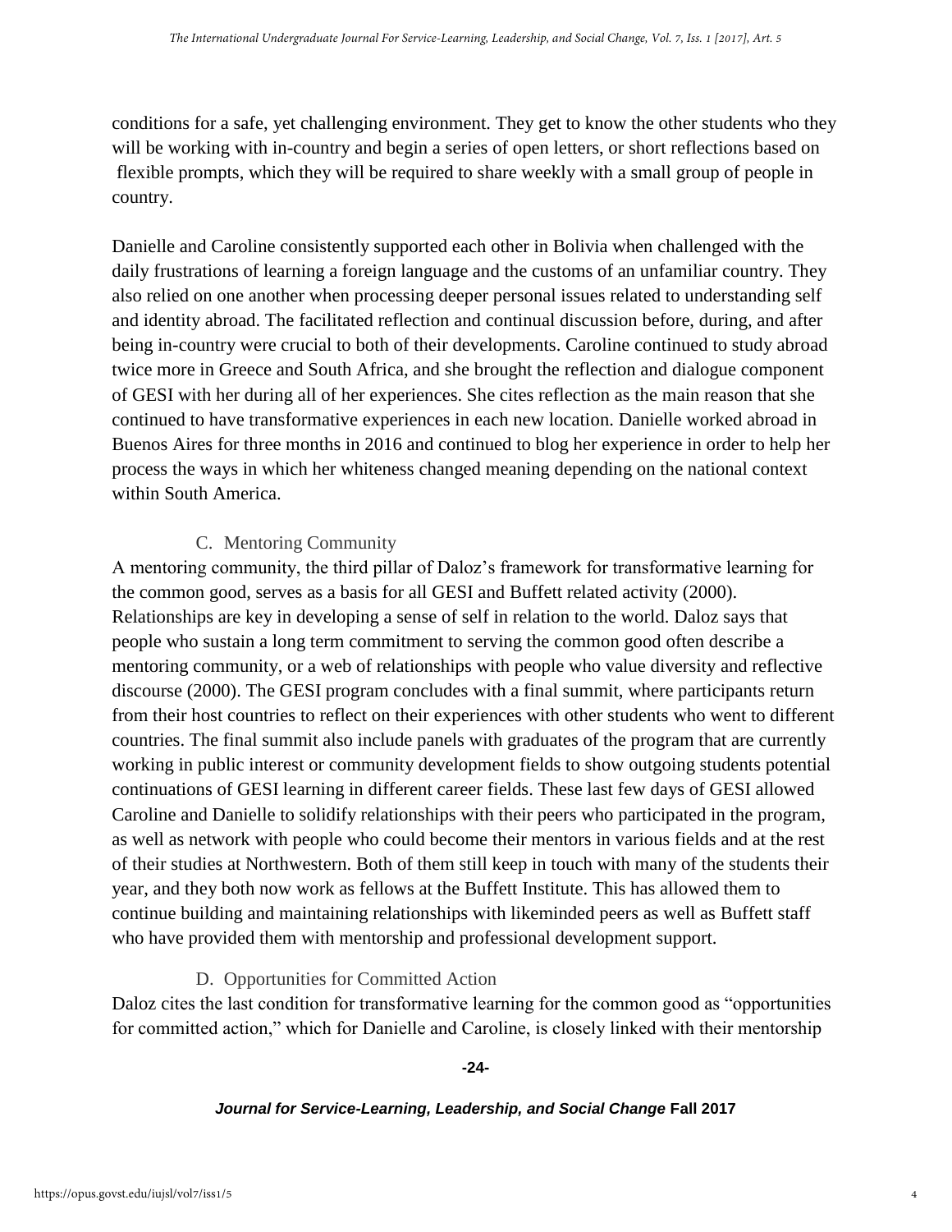conditions for a safe, yet challenging environment. They get to know the other students who they will be working with in-country and begin a series of open letters, or short reflections based on flexible prompts, which they will be required to share weekly with a small group of people in country.

Danielle and Caroline consistently supported each other in Bolivia when challenged with the daily frustrations of learning a foreign language and the customs of an unfamiliar country. They also relied on one another when processing deeper personal issues related to understanding self and identity abroad. The facilitated reflection and continual discussion before, during, and after being in-country were crucial to both of their developments. Caroline continued to study abroad twice more in Greece and South Africa, and she brought the reflection and dialogue component of GESI with her during all of her experiences. She cites reflection as the main reason that she continued to have transformative experiences in each new location. Danielle worked abroad in Buenos Aires for three months in 2016 and continued to blog her experience in order to help her process the ways in which her whiteness changed meaning depending on the national context within South America.

### C. Mentoring Community

A mentoring community, the third pillar of Daloz's framework for transformative learning for the common good, serves as a basis for all GESI and Buffett related activity (2000). Relationships are key in developing a sense of self in relation to the world. Daloz says that people who sustain a long term commitment to serving the common good often describe a mentoring community, or a web of relationships with people who value diversity and reflective discourse (2000). The GESI program concludes with a final summit, where participants return from their host countries to reflect on their experiences with other students who went to different countries. The final summit also include panels with graduates of the program that are currently working in public interest or community development fields to show outgoing students potential continuations of GESI learning in different career fields. These last few days of GESI allowed Caroline and Danielle to solidify relationships with their peers who participated in the program, as well as network with people who could become their mentors in various fields and at the rest of their studies at Northwestern. Both of them still keep in touch with many of the students their year, and they both now work as fellows at the Buffett Institute. This has allowed them to continue building and maintaining relationships with likeminded peers as well as Buffett staff who have provided them with mentorship and professional development support.

### D. Opportunities for Committed Action

Daloz cites the last condition for transformative learning for the common good as "opportunities for committed action," which for Danielle and Caroline, is closely linked with their mentorship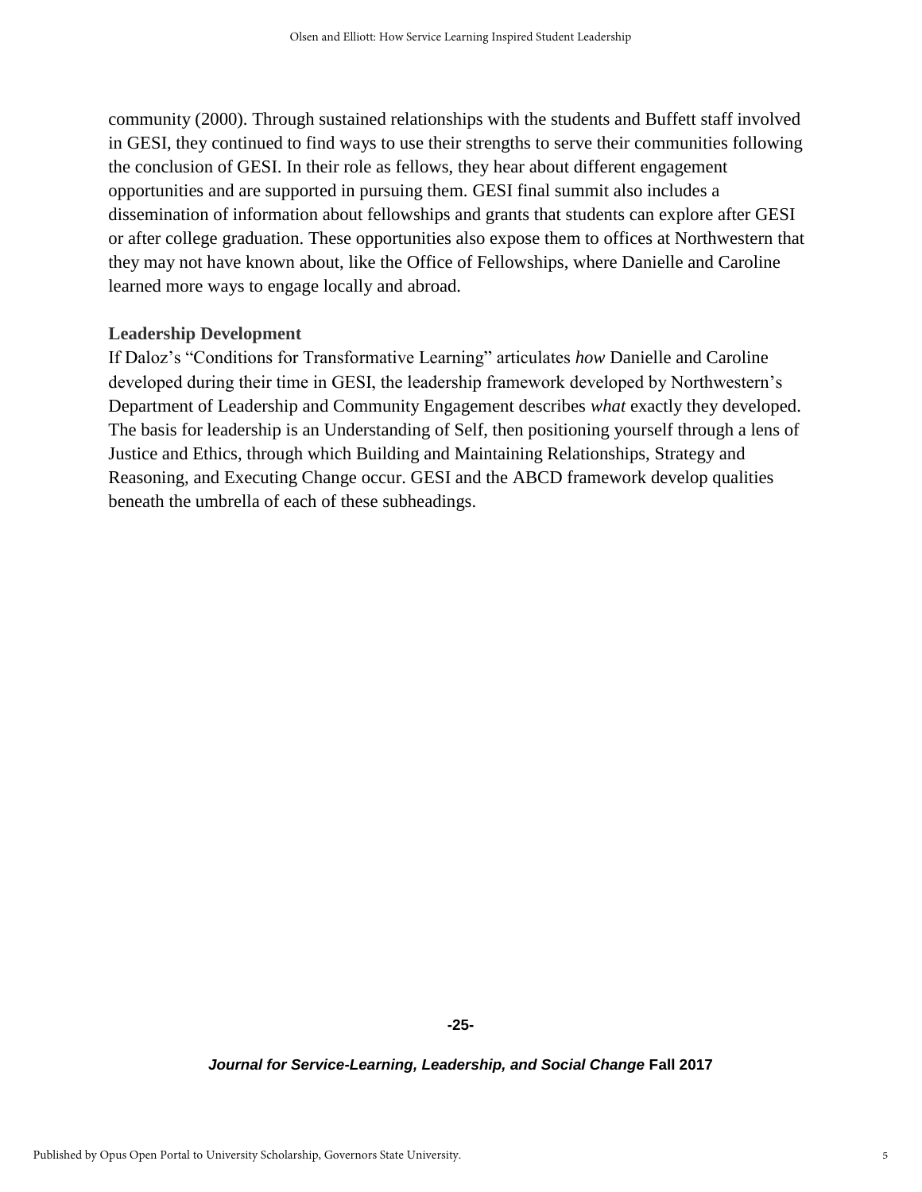community (2000). Through sustained relationships with the students and Buffett staff involved in GESI, they continued to find ways to use their strengths to serve their communities following the conclusion of GESI. In their role as fellows, they hear about different engagement opportunities and are supported in pursuing them. GESI final summit also includes a dissemination of information about fellowships and grants that students can explore after GESI or after college graduation. These opportunities also expose them to offices at Northwestern that they may not have known about, like the Office of Fellowships, where Danielle and Caroline learned more ways to engage locally and abroad.

### Leadership Development

If Daloz's "Conditions for Transformative Learning" articulates *how* Danielle and Caroline developed during their time in GESI, the leadership framework developed by Northwestern's Department of Leadership and Community Engagement describes *what* exactly they developed. The basis for leadership is an Understanding of Self, then positioning yourself through a lens of Justice and Ethics, through which Building and Maintaining Relationships, Strategy and Reasoning, and Executing Change occur. GESI and the ABCD framework develop qualities beneath the umbrella of each of these subheadings.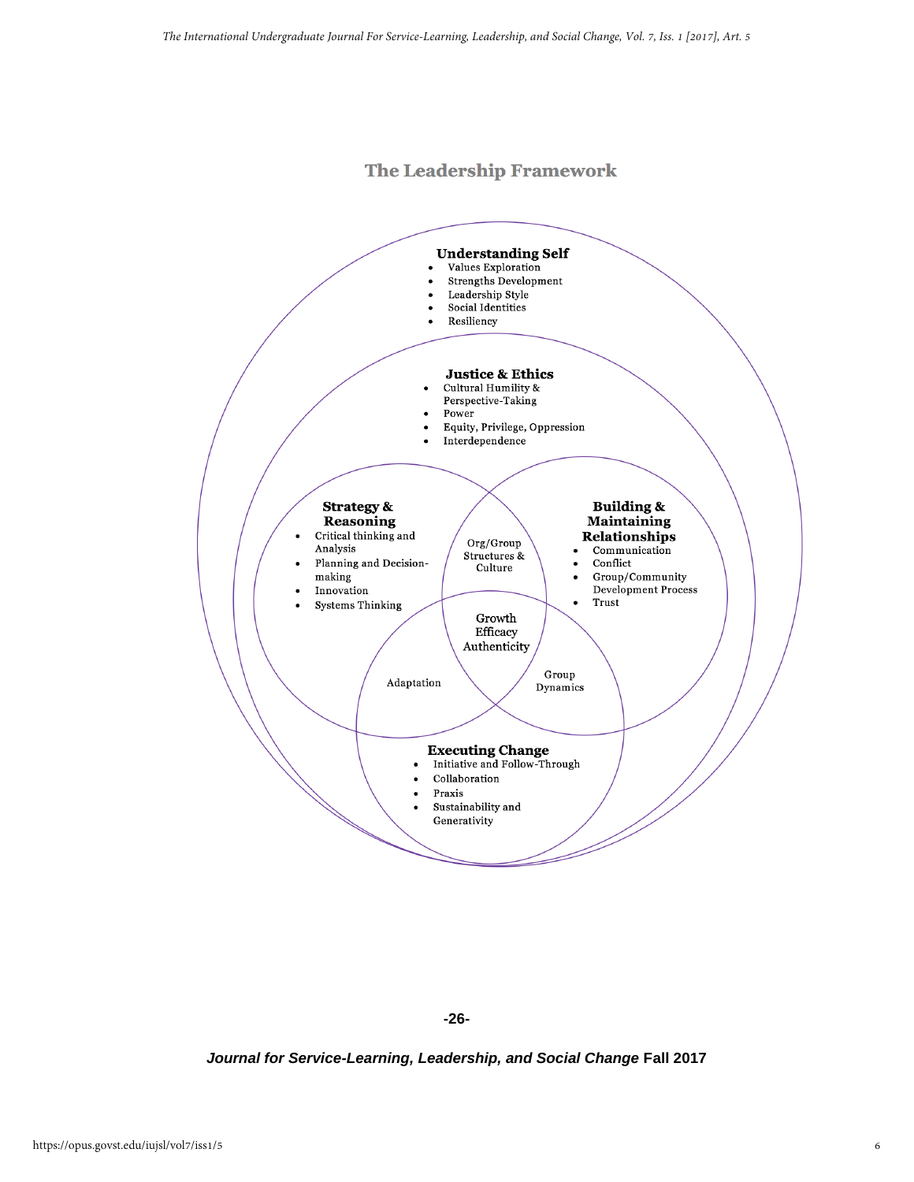## The Leadership Framework

**Understanding Self**

- Values Exploration
- Strengths Development
- Leadership Style
- Social Identities
- Resiliency

**Justice & Ethics**

- Cultural Humility & Perspective-Taking
- Power
- Equity, Privilege, Oppression
- Interdependence

**Strategy & Reasoning**

- Critical thinking and Analysis
- Planning and Decision-making
- Innovation
- Systems Thinking

**Building & Maintaining Relationships**

- Communication
- Conflict
- Group/Community Development Process
- Trust

Org/Group Structures & Culture

Growth
Efficacy
Authenticity

Adaptation

Group Dynamics

**Executing Change**

- Initiative and Follow-Through
- Collaboration
- Praxis
- Sustainability and Generativity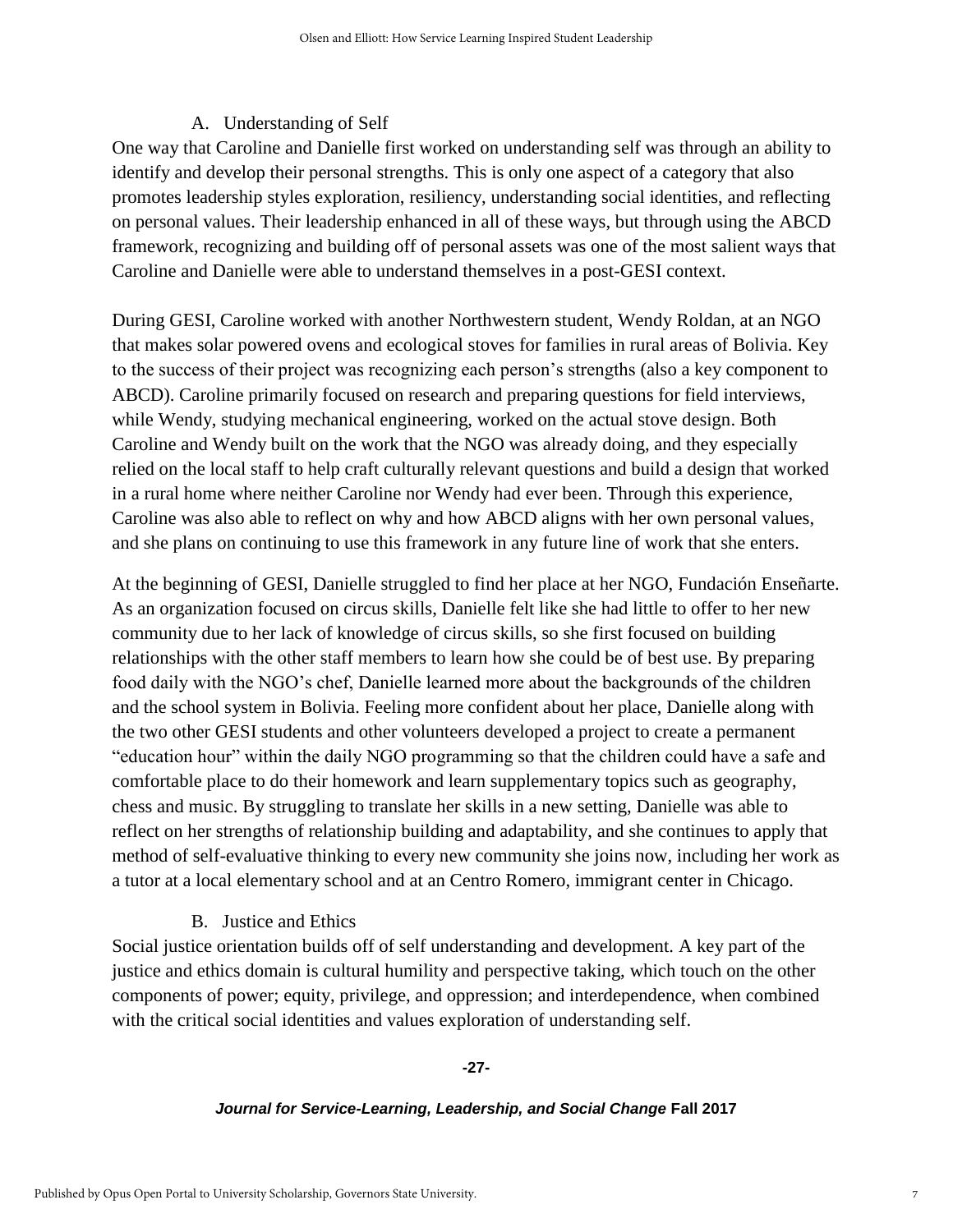### A. Understanding of Self

One way that Caroline and Danielle first worked on understanding self was through an ability to identify and develop their personal strengths. This is only one aspect of a category that also promotes leadership styles exploration, resiliency, understanding social identities, and reflecting on personal values. Their leadership enhanced in all of these ways, but through using the ABCD framework, recognizing and building off of personal assets was one of the most salient ways that Caroline and Danielle were able to understand themselves in a post-GESI context.

During GESI, Caroline worked with another Northwestern student, Wendy Roldan, at an NGO that makes solar powered ovens and ecological stoves for families in rural areas of Bolivia. Key to the success of their project was recognizing each person's strengths (also a key component to ABCD). Caroline primarily focused on research and preparing questions for field interviews, while Wendy, studying mechanical engineering, worked on the actual stove design. Both Caroline and Wendy built on the work that the NGO was already doing, and they especially relied on the local staff to help craft culturally relevant questions and build a design that worked in a rural home where neither Caroline nor Wendy had ever been. Through this experience, Caroline was also able to reflect on why and how ABCD aligns with her own personal values, and she plans on continuing to use this framework in any future line of work that she enters.

At the beginning of GESI, Danielle struggled to find her place at her NGO, Fundación Enseñarte. As an organization focused on circus skills, Danielle felt like she had little to offer to her new community due to her lack of knowledge of circus skills, so she first focused on building relationships with the other staff members to learn how she could be of best use. By preparing food daily with the NGO's chef, Danielle learned more about the backgrounds of the children and the school system in Bolivia. Feeling more confident about her place, Danielle along with the two other GESI students and other volunteers developed a project to create a permanent "education hour" within the daily NGO programming so that the children could have a safe and comfortable place to do their homework and learn supplementary topics such as geography, chess and music. By struggling to translate her skills in a new setting, Danielle was able to reflect on her strengths of relationship building and adaptability, and she continues to apply that method of self-evaluative thinking to every new community she joins now, including her work as a tutor at a local elementary school and at an Centro Romero, immigrant center in Chicago.

### B. Justice and Ethics

Social justice orientation builds off of self understanding and development. A key part of the justice and ethics domain is cultural humility and perspective taking, which touch on the other components of power; equity, privilege, and oppression; and interdependence, when combined with the critical social identities and values exploration of understanding self.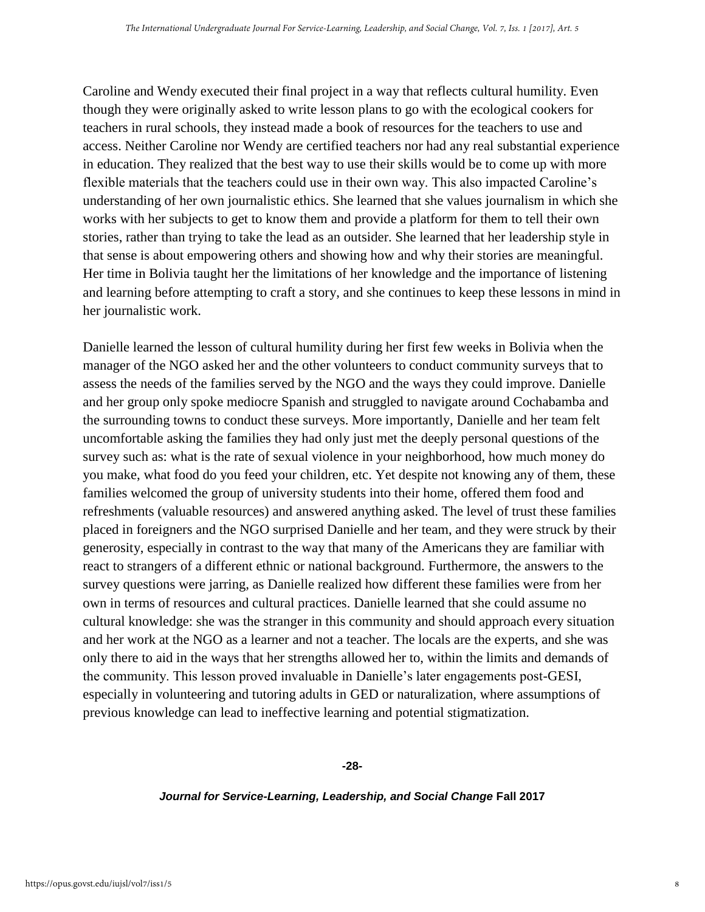Caroline and Wendy executed their final project in a way that reflects cultural humility. Even though they were originally asked to write lesson plans to go with the ecological cookers for teachers in rural schools, they instead made a book of resources for the teachers to use and access. Neither Caroline nor Wendy are certified teachers nor had any real substantial experience in education. They realized that the best way to use their skills would be to come up with more flexible materials that the teachers could use in their own way. This also impacted Caroline's understanding of her own journalistic ethics. She learned that she values journalism in which she works with her subjects to get to know them and provide a platform for them to tell their own stories, rather than trying to take the lead as an outsider. She learned that her leadership style in that sense is about empowering others and showing how and why their stories are meaningful. Her time in Bolivia taught her the limitations of her knowledge and the importance of listening and learning before attempting to craft a story, and she continues to keep these lessons in mind in her journalistic work.

Danielle learned the lesson of cultural humility during her first few weeks in Bolivia when the manager of the NGO asked her and the other volunteers to conduct community surveys that to assess the needs of the families served by the NGO and the ways they could improve. Danielle and her group only spoke mediocre Spanish and struggled to navigate around Cochabamba and the surrounding towns to conduct these surveys. More importantly, Danielle and her team felt uncomfortable asking the families they had only just met the deeply personal questions of the survey such as: what is the rate of sexual violence in your neighborhood, how much money do you make, what food do you feed your children, etc. Yet despite not knowing any of them, these families welcomed the group of university students into their home, offered them food and refreshments (valuable resources) and answered anything asked. The level of trust these families placed in foreigners and the NGO surprised Danielle and her team, and they were struck by their generosity, especially in contrast to the way that many of the Americans they are familiar with react to strangers of a different ethnic or national background. Furthermore, the answers to the survey questions were jarring, as Danielle realized how different these families were from her own in terms of resources and cultural practices. Danielle learned that she could assume no cultural knowledge: she was the stranger in this community and should approach every situation and her work at the NGO as a learner and not a teacher. The locals are the experts, and she was only there to aid in the ways that her strengths allowed her to, within the limits and demands of the community. This lesson proved invaluable in Danielle's later engagements post-GESI, especially in volunteering and tutoring adults in GED or naturalization, where assumptions of previous knowledge can lead to ineffective learning and potential stigmatization.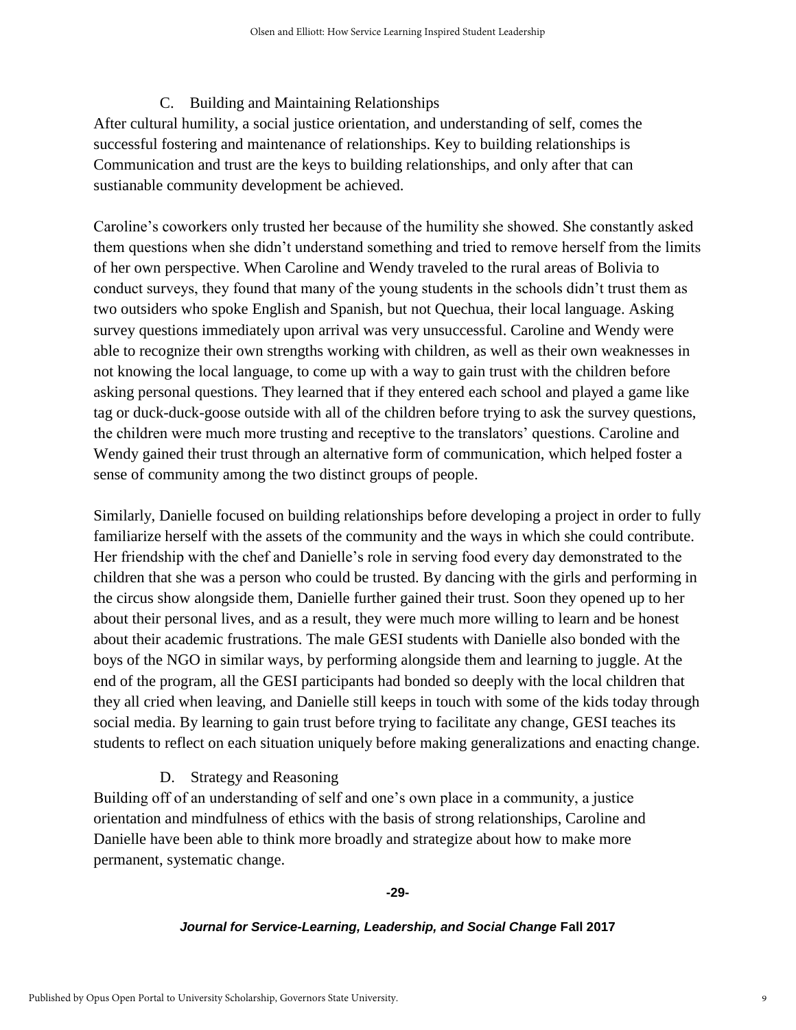### C. Building and Maintaining Relationships

After cultural humility, a social justice orientation, and understanding of self, comes the successful fostering and maintenance of relationships. Key to building relationships is Communication and trust are the keys to building relationships, and only after that can sustianable community development be achieved.

Caroline's coworkers only trusted her because of the humility she showed. She constantly asked them questions when she didn't understand something and tried to remove herself from the limits of her own perspective. When Caroline and Wendy traveled to the rural areas of Bolivia to conduct surveys, they found that many of the young students in the schools didn't trust them as two outsiders who spoke English and Spanish, but not Quechua, their local language. Asking survey questions immediately upon arrival was very unsuccessful. Caroline and Wendy were able to recognize their own strengths working with children, as well as their own weaknesses in not knowing the local language, to come up with a way to gain trust with the children before asking personal questions. They learned that if they entered each school and played a game like tag or duck-duck-goose outside with all of the children before trying to ask the survey questions, the children were much more trusting and receptive to the translators' questions. Caroline and Wendy gained their trust through an alternative form of communication, which helped foster a sense of community among the two distinct groups of people.

Similarly, Danielle focused on building relationships before developing a project in order to fully familiarize herself with the assets of the community and the ways in which she could contribute. Her friendship with the chef and Danielle's role in serving food every day demonstrated to the children that she was a person who could be trusted. By dancing with the girls and performing in the circus show alongside them, Danielle further gained their trust. Soon they opened up to her about their personal lives, and as a result, they were much more willing to learn and be honest about their academic frustrations. The male GESI students with Danielle also bonded with the boys of the NGO in similar ways, by performing alongside them and learning to juggle. At the end of the program, all the GESI participants had bonded so deeply with the local children that they all cried when leaving, and Danielle still keeps in touch with some of the kids today through social media. By learning to gain trust before trying to facilitate any change, GESI teaches its students to reflect on each situation uniquely before making generalizations and enacting change.

### D. Strategy and Reasoning

Building off of an understanding of self and one's own place in a community, a justice orientation and mindfulness of ethics with the basis of strong relationships, Caroline and Danielle have been able to think more broadly and strategize about how to make more permanent, systematic change.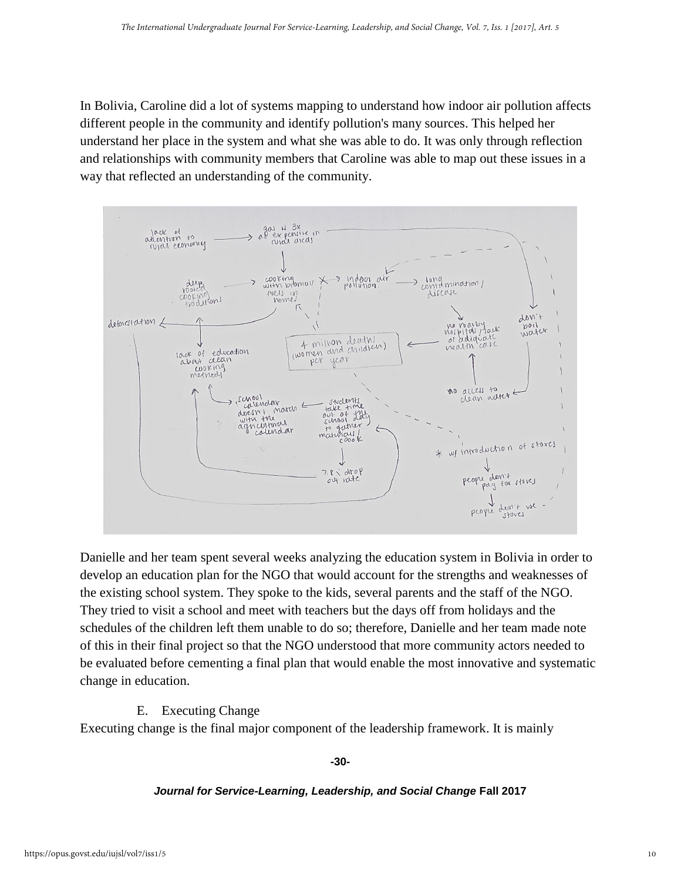In Bolivia, Caroline did a lot of systems mapping to understand how indoor air pollution affects different people in the community and identify pollution's many sources. This helped her understand her place in the system and what she was able to do. It was only through reflection and relationships with community members that Caroline was able to map out these issues in a way that reflected an understanding of the community.

Danielle and her team spent several weeks analyzing the education system in Bolivia in order to develop an education plan for the NGO that would account for the strengths and weaknesses of the existing school system. They spoke to the kids, several parents and the staff of the NGO. They tried to visit a school and meet with teachers but the days off from holidays and the schedules of the children left them unable to do so; therefore, Danielle and her team made note of this in their final project so that the NGO understood that more community actors needed to be evaluated before cementing a final plan that would enable the most innovative and systematic change in education.

E. Executing Change

Executing change is the final major component of the leadership framework. It is mainly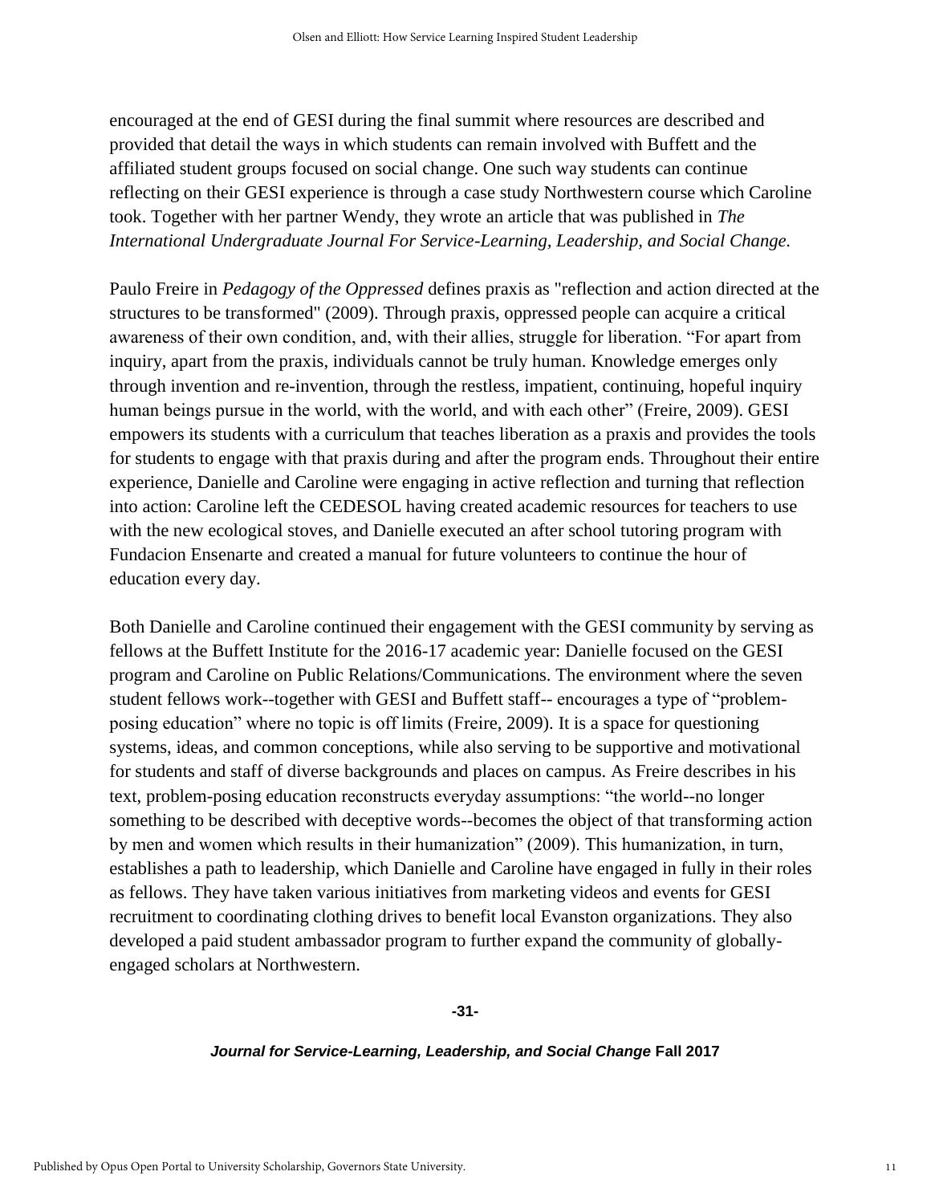encouraged at the end of GESI during the final summit where resources are described and provided that detail the ways in which students can remain involved with Buffett and the affiliated student groups focused on social change. One such way students can continue reflecting on their GESI experience is through a case study Northwestern course which Caroline took. Together with her partner Wendy, they wrote an article that was published in *The International Undergraduate Journal For Service-Learning, Leadership, and Social Change.*

Paulo Freire in *Pedagogy of the Oppressed* defines praxis as "reflection and action directed at the structures to be transformed" (2009). Through praxis, oppressed people can acquire a critical awareness of their own condition, and, with their allies, struggle for liberation. "For apart from inquiry, apart from the praxis, individuals cannot be truly human. Knowledge emerges only through invention and re-invention, through the restless, impatient, continuing, hopeful inquiry human beings pursue in the world, with the world, and with each other" (Freire, 2009). GESI empowers its students with a curriculum that teaches liberation as a praxis and provides the tools for students to engage with that praxis during and after the program ends. Throughout their entire experience, Danielle and Caroline were engaging in active reflection and turning that reflection into action: Caroline left the CEDESOL having created academic resources for teachers to use with the new ecological stoves, and Danielle executed an after school tutoring program with Fundacion Ensenarte and created a manual for future volunteers to continue the hour of education every day.

Both Danielle and Caroline continued their engagement with the GESI community by serving as fellows at the Buffett Institute for the 2016-17 academic year: Danielle focused on the GESI program and Caroline on Public Relations/Communications. The environment where the seven student fellows work--together with GESI and Buffett staff-- encourages a type of "problem-posing education" where no topic is off limits (Freire, 2009). It is a space for questioning systems, ideas, and common conceptions, while also serving to be supportive and motivational for students and staff of diverse backgrounds and places on campus. As Freire describes in his text, problem-posing education reconstructs everyday assumptions: "the world--no longer something to be described with deceptive words--becomes the object of that transforming action by men and women which results in their humanization" (2009). This humanization, in turn, establishes a path to leadership, which Danielle and Caroline have engaged in fully in their roles as fellows. They have taken various initiatives from marketing videos and events for GESI recruitment to coordinating clothing drives to benefit local Evanston organizations. They also developed a paid student ambassador program to further expand the community of globally-engaged scholars at Northwestern.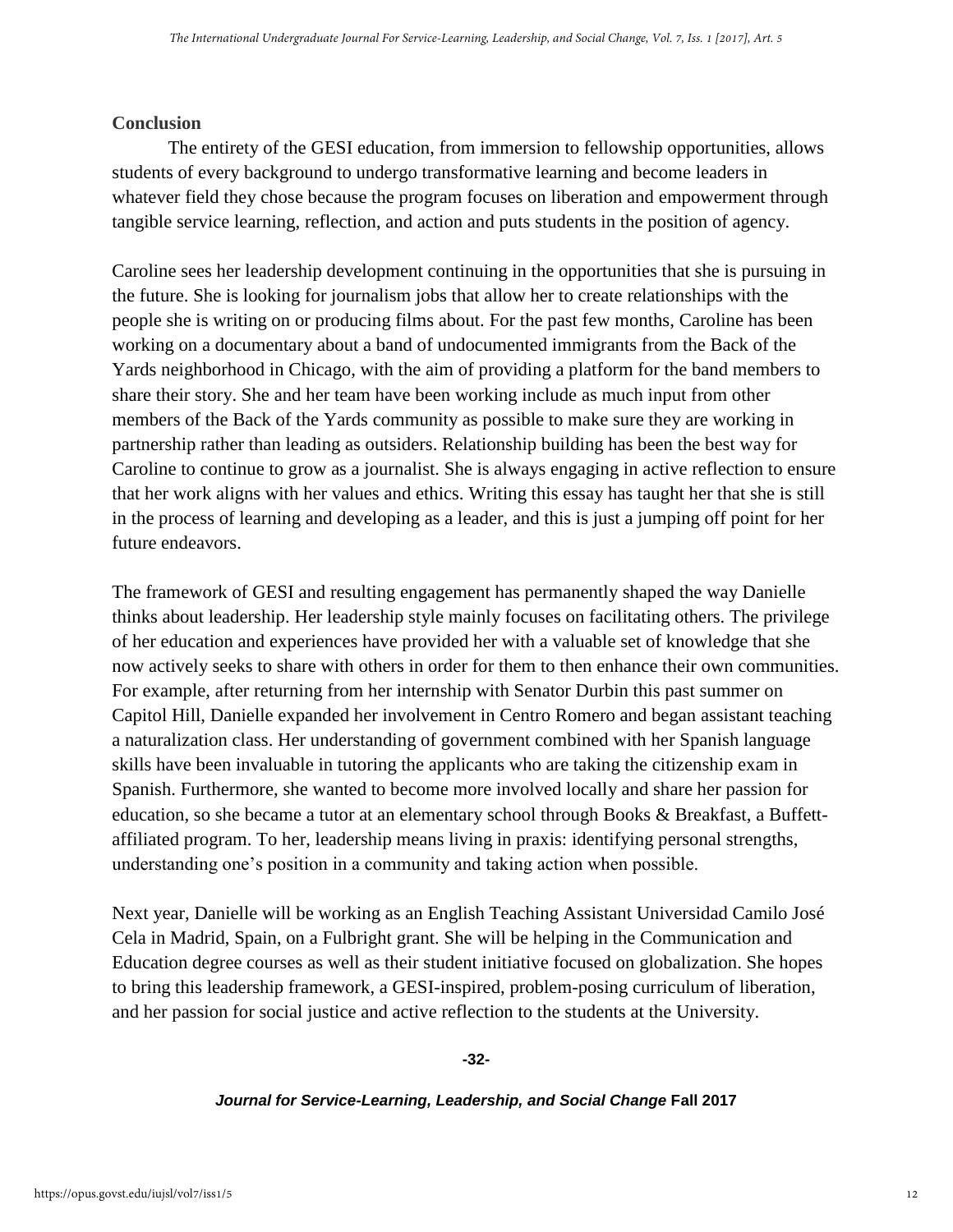## Conclusion

The entirety of the GESI education, from immersion to fellowship opportunities, allows students of every background to undergo transformative learning and become leaders in whatever field they chose because the program focuses on liberation and empowerment through tangible service learning, reflection, and action and puts students in the position of agency.

Caroline sees her leadership development continuing in the opportunities that she is pursuing in the future. She is looking for journalism jobs that allow her to create relationships with the people she is writing on or producing films about. For the past few months, Caroline has been working on a documentary about a band of undocumented immigrants from the Back of the Yards neighborhood in Chicago, with the aim of providing a platform for the band members to share their story. She and her team have been working include as much input from other members of the Back of the Yards community as possible to make sure they are working in partnership rather than leading as outsiders. Relationship building has been the best way for Caroline to continue to grow as a journalist. She is always engaging in active reflection to ensure that her work aligns with her values and ethics. Writing this essay has taught her that she is still in the process of learning and developing as a leader, and this is just a jumping off point for her future endeavors.

The framework of GESI and resulting engagement has permanently shaped the way Danielle thinks about leadership. Her leadership style mainly focuses on facilitating others. The privilege of her education and experiences have provided her with a valuable set of knowledge that she now actively seeks to share with others in order for them to then enhance their own communities. For example, after returning from her internship with Senator Durbin this past summer on Capitol Hill, Danielle expanded her involvement in Centro Romero and began assistant teaching a naturalization class. Her understanding of government combined with her Spanish language skills have been invaluable in tutoring the applicants who are taking the citizenship exam in Spanish. Furthermore, she wanted to become more involved locally and share her passion for education, so she became a tutor at an elementary school through Books & Breakfast, a Buffett-affiliated program. To her, leadership means living in praxis: identifying personal strengths, understanding one's position in a community and taking action when possible.

Next year, Danielle will be working as an English Teaching Assistant Universidad Camilo José Cela in Madrid, Spain, on a Fulbright grant. She will be helping in the Communication and Education degree courses as well as their student initiative focused on globalization. She hopes to bring this leadership framework, a GESI-inspired, problem-posing curriculum of liberation, and her passion for social justice and active reflection to the students at the University.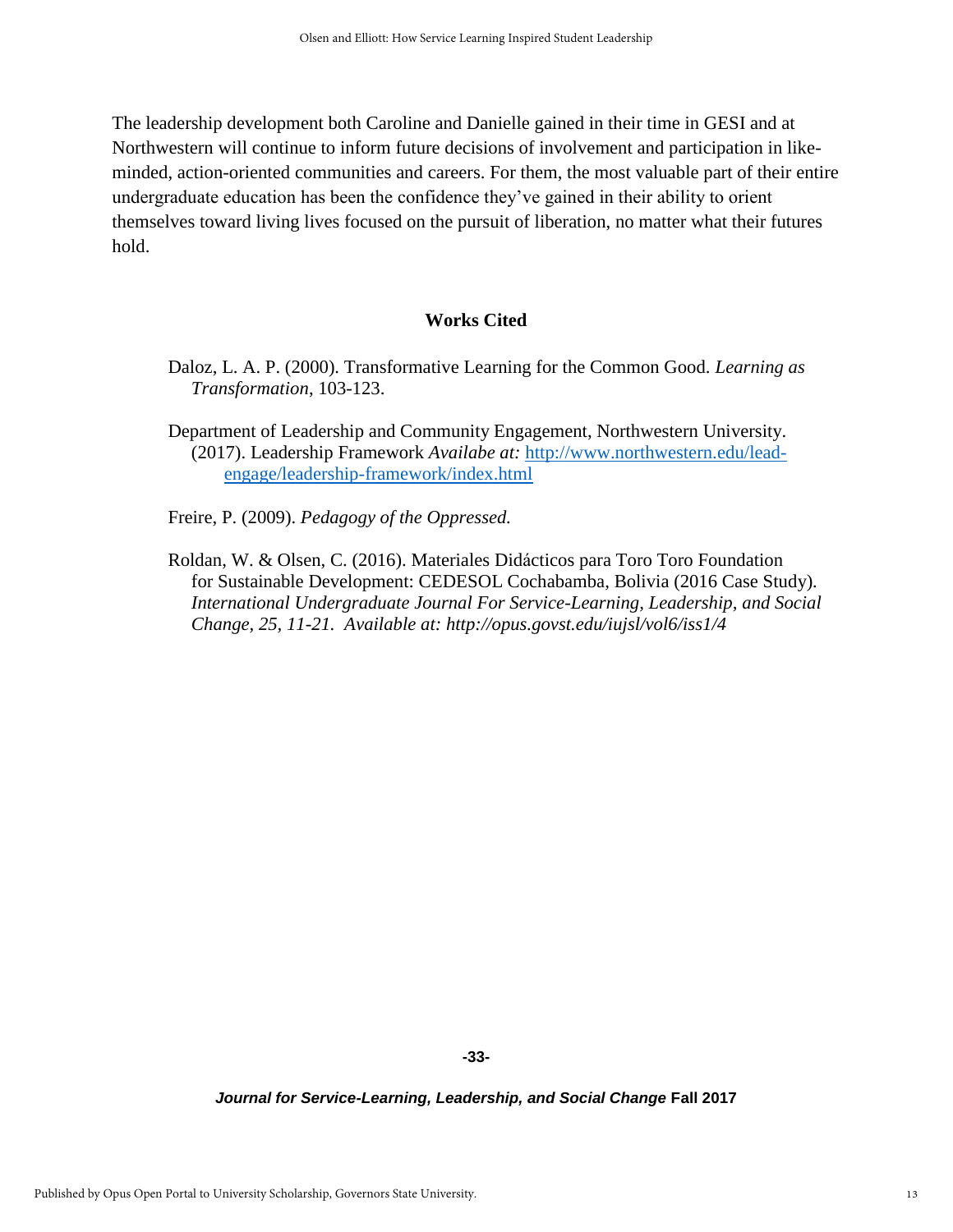The leadership development both Caroline and Danielle gained in their time in GESI and at Northwestern will continue to inform future decisions of involvement and participation in like-minded, action-oriented communities and careers. For them, the most valuable part of their entire undergraduate education has been the confidence they've gained in their ability to orient themselves toward living lives focused on the pursuit of liberation, no matter what their futures hold.

## Works Cited

Daloz, L. A. P. (2000). Transformative Learning for the Common Good. *Learning as Transformation*, 103-123.

Department of Leadership and Community Engagement, Northwestern University. (2017). Leadership Framework *Availabe at:* http://www.northwestern.edu/lead-engage/leadership-framework/index.html

Freire, P. (2009). *Pedagogy of the Oppressed.*

Roldan, W. & Olsen, C. (2016). Materiales Didácticos para Toro Toro Foundation for Sustainable Development: CEDESOL Cochabamba, Bolivia (2016 Case Study). *International Undergraduate Journal For Service-Learning, Leadership, and Social Change, 25, 11-21. Available at: http://opus.govst.edu/iujsl/vol6/iss1/4*